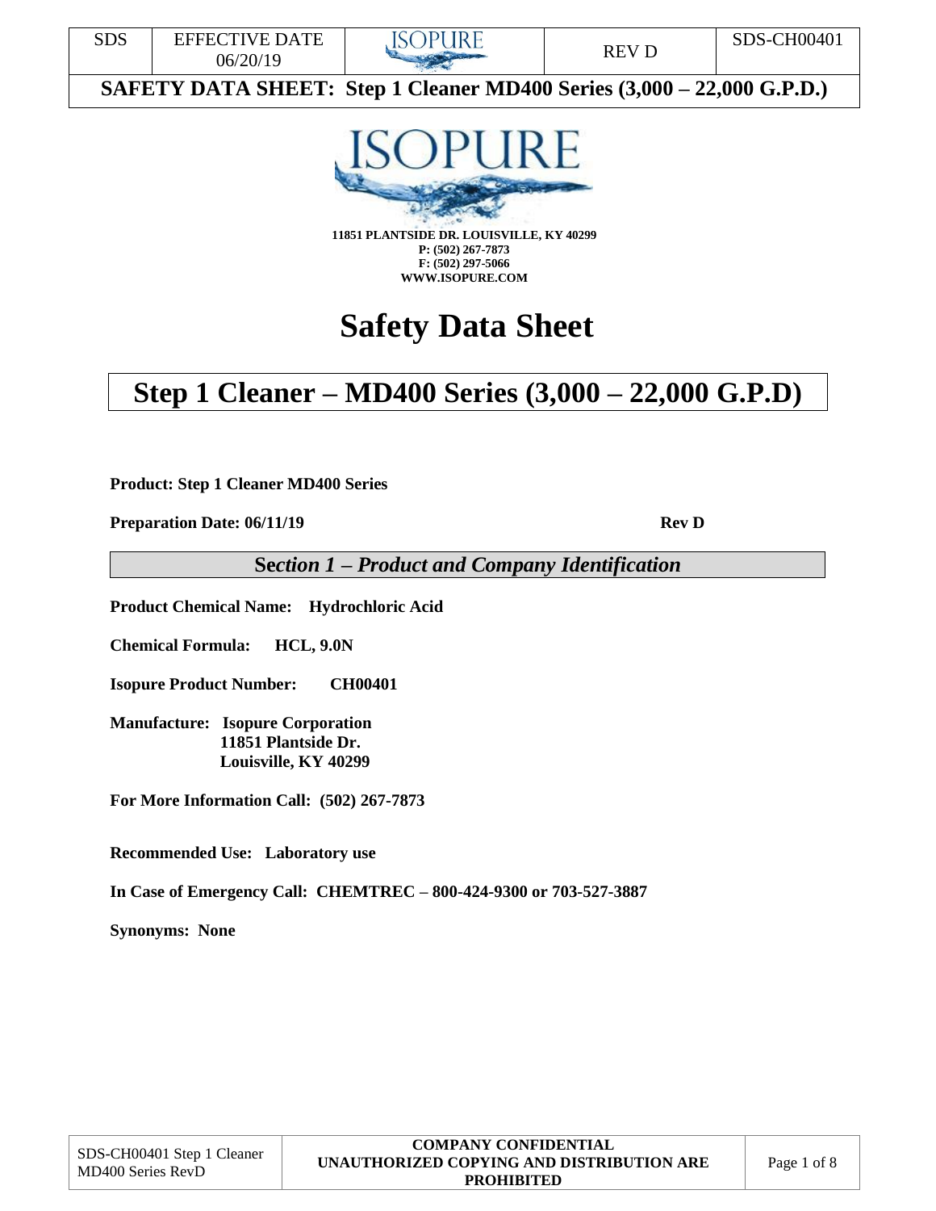11851 PLANTSIDE DR. LOUISVILLE, KY 40299
P: (502) 267-7873
F: (502) 297-5066
WWW.ISOPURE.COM

# Safety Data Sheet

# Step 1 Cleaner – MD400 Series (3,000 – 22,000 G.P.D)

**Product: Step 1 Cleaner MD400 Series**

**Preparation Date: 06/11/19** **Rev D**

## Section 1 – *Product and Company Identification*

**Product Chemical Name: Hydrochloric Acid**

**Chemical Formula: HCL, 9.0N**

**Isopure Product Number: CH00401**

**Manufacture: Isopure Corporation**
**11851 Plantside Dr.**
**Louisville, KY 40299**

**For More Information Call: (502) 267-7873**

**Recommended Use: Laboratory use**

**In Case of Emergency Call: CHEMTREC – 800-424-9300 or 703-527-3887**

**Synonyms: None**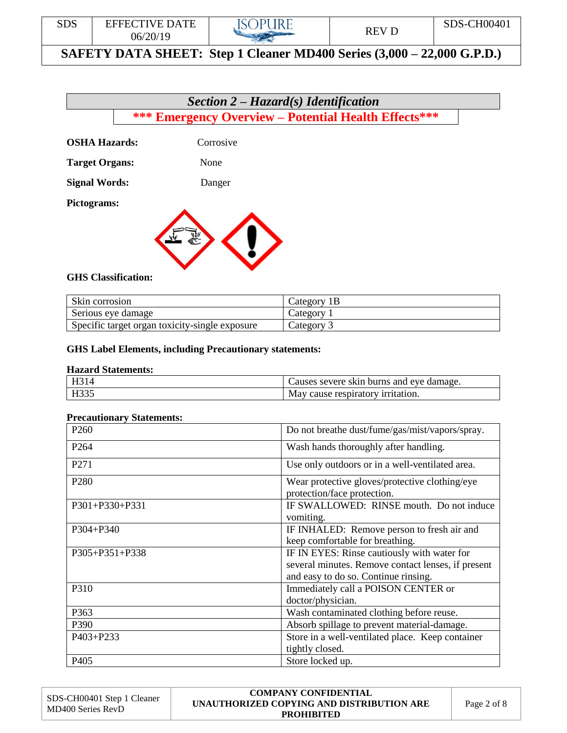## Section 2 – Hazard(s) Identification

### *** Emergency Overview – Potential Health Effects***

**OSHA Hazards:** Corrosive

**Target Organs:** None

**Signal Words:** Danger

**Pictograms:**

**GHS Classification:**

| Skin corrosion | Category 1B |
|---|---|
| Serious eye damage | Category 1 |
| Specific target organ toxicity-single exposure | Category 3 |

**GHS Label Elements, including Precautionary statements:**

**Hazard Statements:**

| H314 | Causes severe skin burns and eye damage. |
|---|---|
| H335 | May cause respiratory irritation. |

**Precautionary Statements:**

| P260 | Do not breathe dust/fume/gas/mist/vapors/spray. |
|---|---|
| P264 | Wash hands thoroughly after handling. |
| P271 | Use only outdoors or in a well-ventilated area. |
| P280 | Wear protective gloves/protective clothing/eye protection/face protection. |
| P301+P330+P331 | IF SWALLOWED: RINSE mouth. Do not induce vomiting. |
| P304+P340 | IF INHALED: Remove person to fresh air and keep comfortable for breathing. |
| P305+P351+P338 | IF IN EYES: Rinse cautiously with water for several minutes. Remove contact lenses, if present and easy to do so. Continue rinsing. |
| P310 | Immediately call a POISON CENTER or doctor/physician. |
| P363 | Wash contaminated clothing before reuse. |
| P390 | Absorb spillage to prevent material-damage. |
| P403+P233 | Store in a well-ventilated place. Keep container tightly closed. |
| P405 | Store locked up. |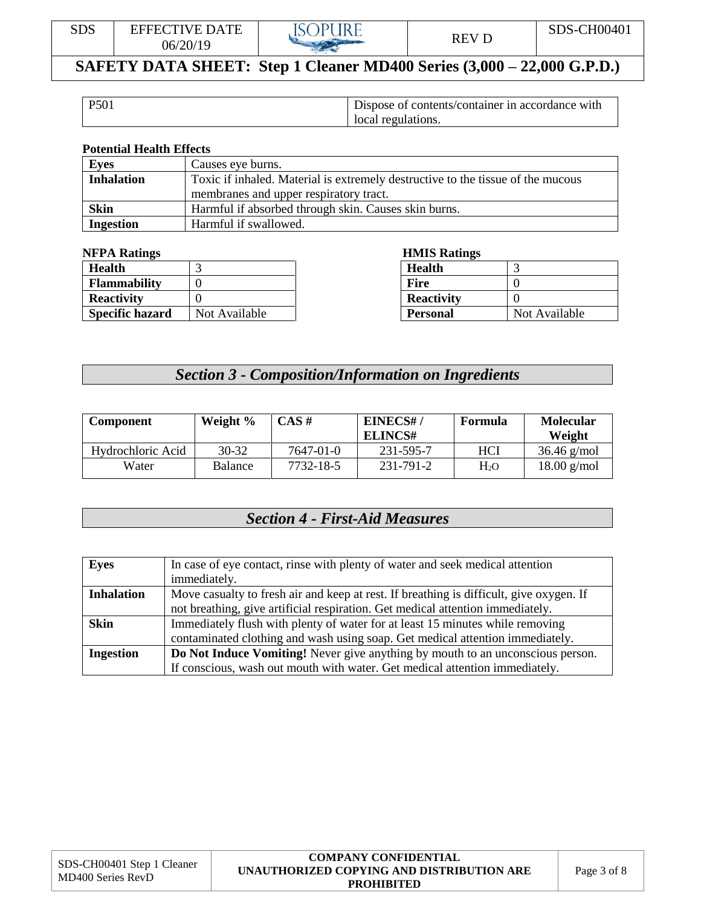| P501 | Dispose of contents/container in accordance with local regulations. |
|---|---|

**Potential Health Effects**

| Eyes | Causes eye burns. |
|---|---|
| **Inhalation** | Toxic if inhaled. Material is extremely destructive to the tissue of the mucous membranes and upper respiratory tract. |
| **Skin** | Harmful if absorbed through skin. Causes skin burns. |
| **Ingestion** | Harmful if swallowed. |

**NFPA Ratings**

| Health | 3 |
|---|---|
| **Flammability** | 0 |
| **Reactivity** | 0 |
| **Specific hazard** | Not Available |

**HMIS Ratings**

| Health | 3 |
|---|---|
| **Fire** | 0 |
| **Reactivity** | 0 |
| **Personal** | Not Available |

## *Section 3 - Composition/Information on Ingredients*

| Component | Weight % | CAS # | EINECS# / ELINCS# | Formula | Molecular Weight |
|---|---|---|---|---|---|
| Hydrochloric Acid | 30-32 | 7647-01-0 | 231-595-7 | $HCl$ | 36.46 g/mol |
| Water | Balance | 7732-18-5 | 231-791-2 | $H_2O$ | 18.00 g/mol |

## *Section 4 - First-Aid Measures*

| Eyes | In case of eye contact, rinse with plenty of water and seek medical attention immediately. |
|---|---|
| **Inhalation** | Move casualty to fresh air and keep at rest. If breathing is difficult, give oxygen. If not breathing, give artificial respiration. Get medical attention immediately. |
| **Skin** | Immediately flush with plenty of water for at least 15 minutes while removing contaminated clothing and wash using soap. Get medical attention immediately. |
| **Ingestion** | **Do Not Induce Vomiting!** Never give anything by mouth to an unconscious person. If conscious, wash out mouth with water. Get medical attention immediately. |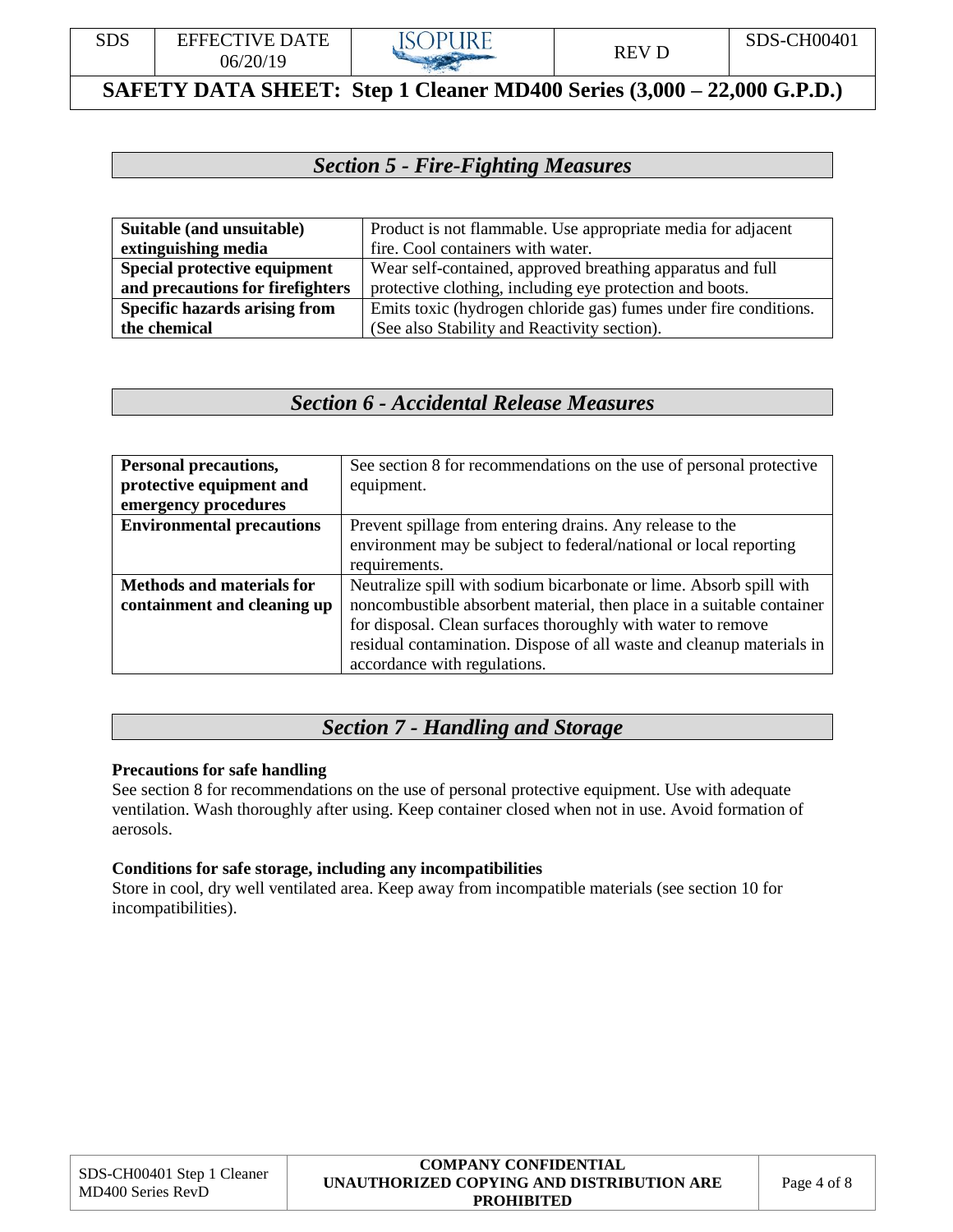## *Section 5 - Fire-Fighting Measures*

| | |
|---|---|
| **Suitable (and unsuitable) extinguishing media** | Product is not flammable. Use appropriate media for adjacent fire. Cool containers with water. |
| **Special protective equipment and precautions for firefighters** | Wear self-contained, approved breathing apparatus and full protective clothing, including eye protection and boots. |
| **Specific hazards arising from the chemical** | Emits toxic (hydrogen chloride gas) fumes under fire conditions. (See also Stability and Reactivity section). |

## *Section 6 - Accidental Release Measures*

| | |
|---|---|
| **Personal precautions, protective equipment and emergency procedures** | See section 8 for recommendations on the use of personal protective equipment. |
| **Environmental precautions** | Prevent spillage from entering drains. Any release to the environment may be subject to federal/national or local reporting requirements. |
| **Methods and materials for containment and cleaning up** | Neutralize spill with sodium bicarbonate or lime. Absorb spill with noncombustible absorbent material, then place in a suitable container for disposal. Clean surfaces thoroughly with water to remove residual contamination. Dispose of all waste and cleanup materials in accordance with regulations. |

## *Section 7 - Handling and Storage*

**Precautions for safe handling**

See section 8 for recommendations on the use of personal protective equipment. Use with adequate ventilation. Wash thoroughly after using. Keep container closed when not in use. Avoid formation of aerosols.

**Conditions for safe storage, including any incompatibilities**

Store in cool, dry well ventilated area. Keep away from incompatible materials (see section 10 for incompatibilities).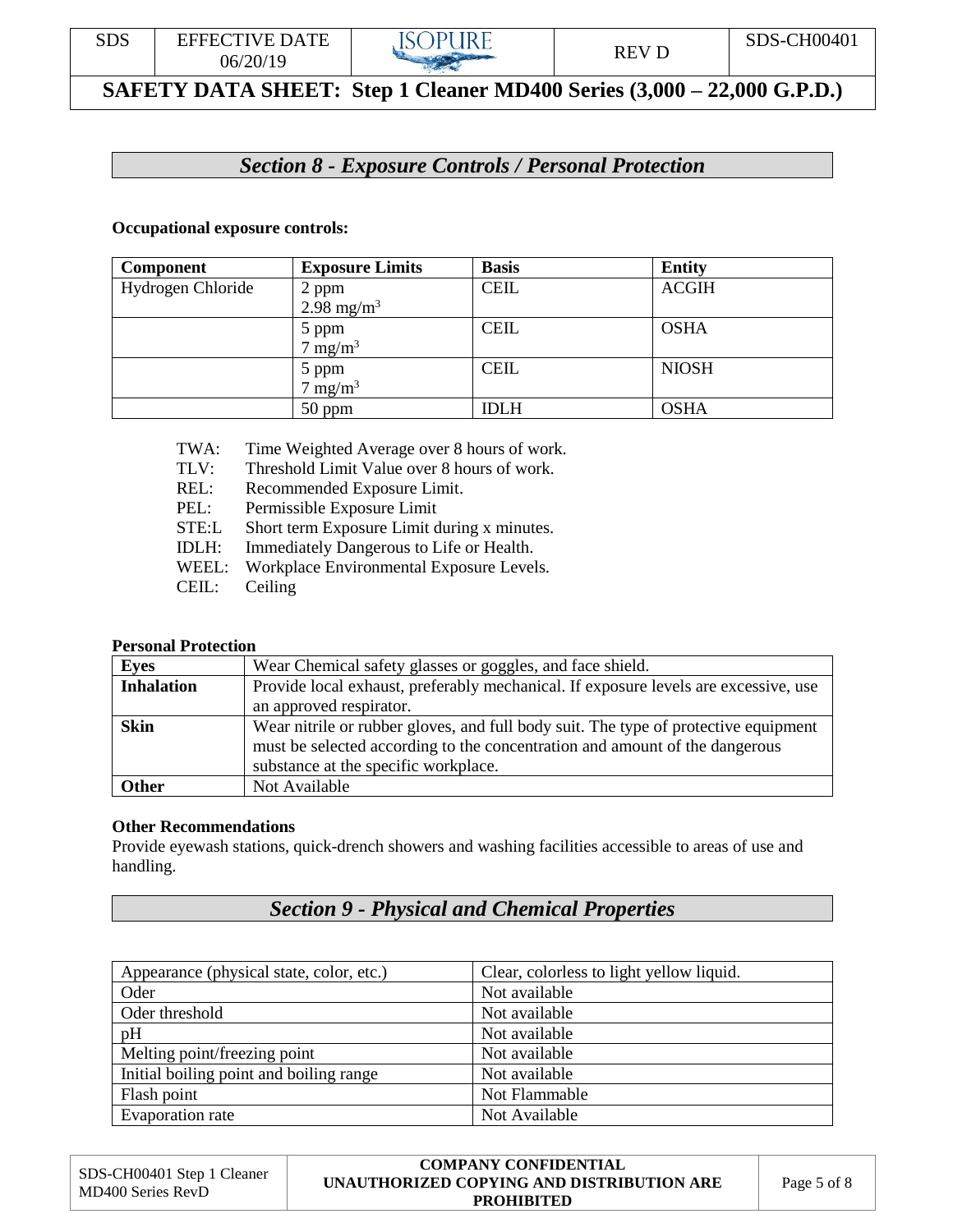## Section 8 - Exposure Controls / Personal Protection

**Occupational exposure controls:**

| Component | Exposure Limits | Basis | Entity |
|---|---|---|---|
| Hydrogen Chloride | 2 ppm<br>2.98 $mg/m^3$ | CEIL | ACGIH |
| | 5 ppm<br>7 $mg/m^3$ | CEIL | OSHA |
| | 5 ppm<br>7 $mg/m^3$ | CEIL | NIOSH |
| | 50 ppm | IDLH | OSHA |

- TWA: Time Weighted Average over 8 hours of work.
- TLV: Threshold Limit Value over 8 hours of work.
- REL: Recommended Exposure Limit.
- PEL: Permissible Exposure Limit
- STE:L Short term Exposure Limit during x minutes.
- IDLH: Immediately Dangerous to Life or Health.
- WEEL: Workplace Environmental Exposure Levels.
- CEIL: Ceiling

**Personal Protection**

| **Eyes** | Wear Chemical safety glasses or goggles, and face shield. |
|---|---|
| **Inhalation** | Provide local exhaust, preferably mechanical. If exposure levels are excessive, use an approved respirator. |
| **Skin** | Wear nitrile or rubber gloves, and full body suit. The type of protective equipment must be selected according to the concentration and amount of the dangerous substance at the specific workplace. |
| **Other** | Not Available |

**Other Recommendations**

Provide eyewash stations, quick-drench showers and washing facilities accessible to areas of use and handling.

## Section 9 - Physical and Chemical Properties

| Appearance (physical state, color, etc.) | Clear, colorless to light yellow liquid. |
|---|---|
| Oder | Not available |
| Oder threshold | Not available |
| pH | Not available |
| Melting point/freezing point | Not available |
| Initial boiling point and boiling range | Not available |
| Flash point | Not Flammable |
| Evaporation rate | Not Available |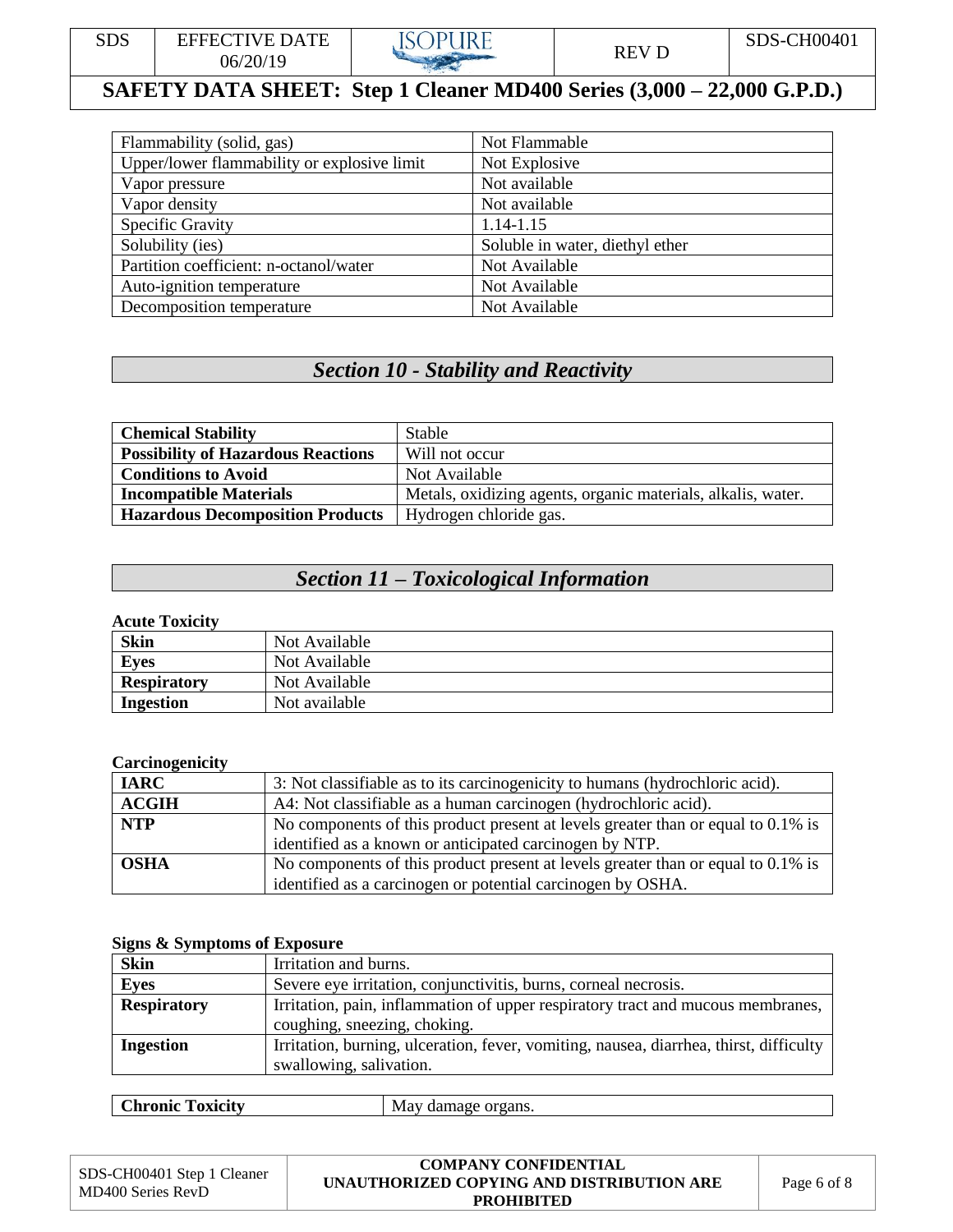| Flammability (solid, gas) | Not Flammable |
|---|---|
| Upper/lower flammability or explosive limit | Not Explosive |
| Vapor pressure | Not available |
| Vapor density | Not available |
| Specific Gravity | 1.14-1.15 |
| Solubility (ies) | Soluble in water, diethyl ether |
| Partition coefficient: n-octanol/water | Not Available |
| Auto-ignition temperature | Not Available |
| Decomposition temperature | Not Available |

## *Section 10 - Stability and Reactivity*

| **Chemical Stability** | Stable |
|---|---|
| **Possibility of Hazardous Reactions** | Will not occur |
| **Conditions to Avoid** | Not Available |
| **Incompatible Materials** | Metals, oxidizing agents, organic materials, alkalis, water. |
| **Hazardous Decomposition Products** | Hydrogen chloride gas. |

## *Section 11 – Toxicological Information*

**Acute Toxicity**

| **Skin** | Not Available |
|---|---|
| **Eyes** | Not Available |
| **Respiratory** | Not Available |
| **Ingestion** | Not available |

**Carcinogenicity**

| **IARC** | 3: Not classifiable as to its carcinogenicity to humans (hydrochloric acid). |
|---|---|
| **ACGIH** | A4: Not classifiable as a human carcinogen (hydrochloric acid). |
| **NTP** | No components of this product present at levels greater than or equal to 0.1% is identified as a known or anticipated carcinogen by NTP. |
| **OSHA** | No components of this product present at levels greater than or equal to 0.1% is identified as a carcinogen or potential carcinogen by OSHA. |

**Signs & Symptoms of Exposure**

| **Skin** | Irritation and burns. |
|---|---|
| **Eyes** | Severe eye irritation, conjunctivitis, burns, corneal necrosis. |
| **Respiratory** | Irritation, pain, inflammation of upper respiratory tract and mucous membranes, coughing, sneezing, choking. |
| **Ingestion** | Irritation, burning, ulceration, fever, vomiting, nausea, diarrhea, thirst, difficulty swallowing, salivation. |

| **Chronic Toxicity** | May damage organs. |
|---|---|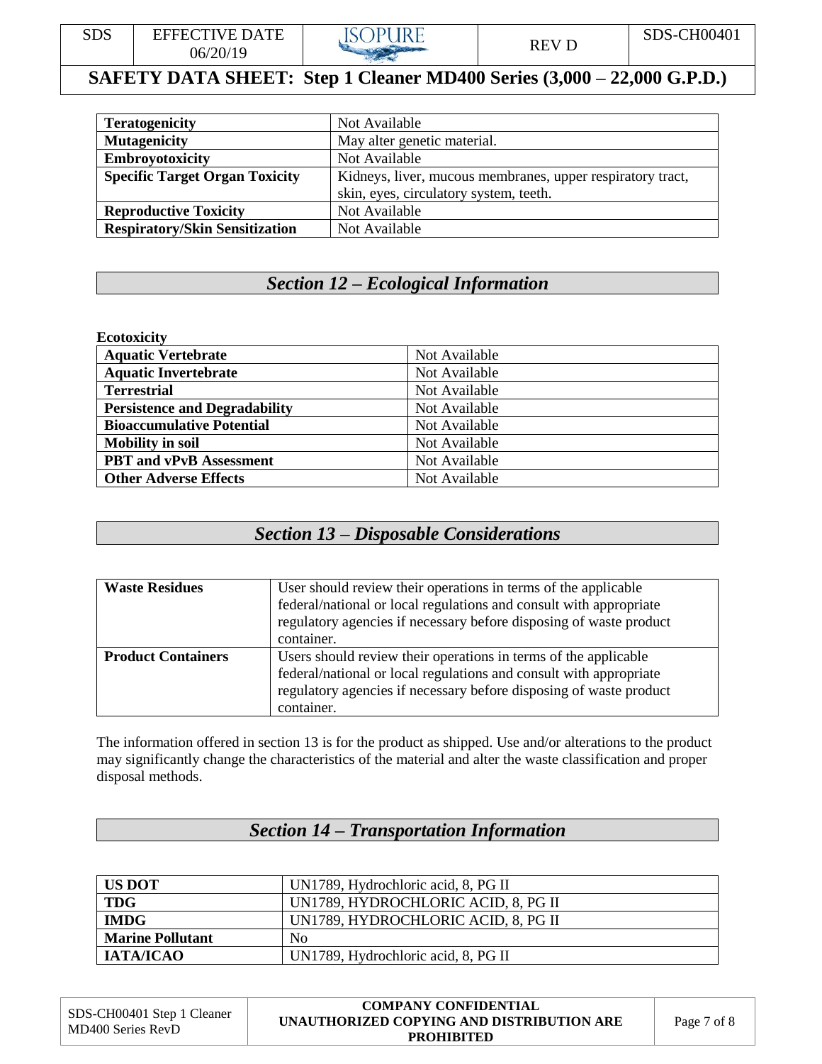| **Teratogenicity** | Not Available |
|---|---|
| **Mutagenicity** | May alter genetic material. |
| **Embroyotoxicity** | Not Available |
| **Specific Target Organ Toxicity** | Kidneys, liver, mucous membranes, upper respiratory tract, skin, eyes, circulatory system, teeth. |
| **Reproductive Toxicity** | Not Available |
| **Respiratory/Skin Sensitization** | Not Available |

## *Section 12 – Ecological Information*

**Ecotoxicity**

| **Aquatic Vertebrate** | Not Available |
|---|---|
| **Aquatic Invertebrate** | Not Available |
| **Terrestrial** | Not Available |
| **Persistence and Degradability** | Not Available |
| **Bioaccumulative Potential** | Not Available |
| **Mobility in soil** | Not Available |
| **PBT and vPvB Assessment** | Not Available |
| **Other Adverse Effects** | Not Available |

## *Section 13 – Disposable Considerations*

| **Waste Residues** | User should review their operations in terms of the applicable federal/national or local regulations and consult with appropriate regulatory agencies if necessary before disposing of waste product container. |
|---|---|
| **Product Containers** | Users should review their operations in terms of the applicable federal/national or local regulations and consult with appropriate regulatory agencies if necessary before disposing of waste product container. |

The information offered in section 13 is for the product as shipped. Use and/or alterations to the product may significantly change the characteristics of the material and alter the waste classification and proper disposal methods.

## *Section 14 – Transportation Information*

| **US DOT** | UN1789, Hydrochloric acid, 8, PG II |
|---|---|
| **TDG** | UN1789, HYDROCHLORIC ACID, 8, PG II |
| **IMDG** | UN1789, HYDROCHLORIC ACID, 8, PG II |
| **Marine Pollutant** | No |
| **IATA/ICAO** | UN1789, Hydrochloric acid, 8, PG II |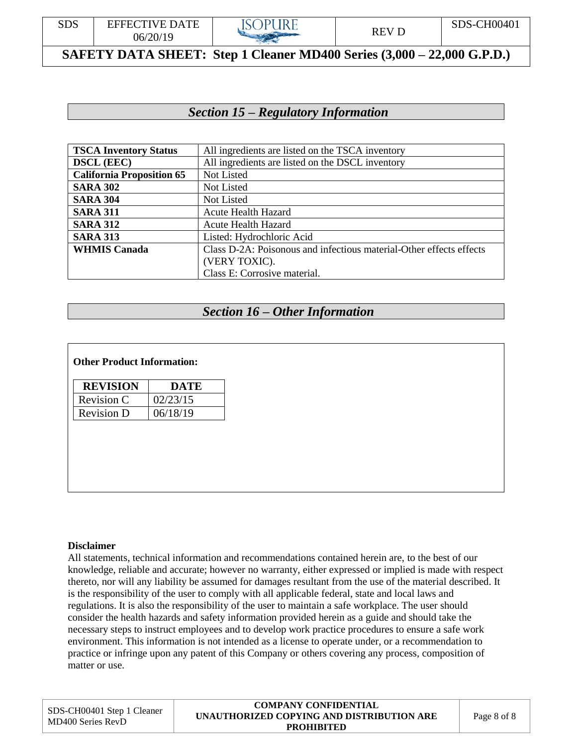## *Section 15 – Regulatory Information*

| | |
|---|---|
| **TSCA Inventory Status** | All ingredients are listed on the TSCA inventory |
| **DSCL (EEC)** | All ingredients are listed on the DSCL inventory |
| **California Proposition 65** | Not Listed |
| **SARA 302** | Not Listed |
| **SARA 304** | Not Listed |
| **SARA 311** | Acute Health Hazard |
| **SARA 312** | Acute Health Hazard |
| **SARA 313** | Listed: Hydrochloric Acid |
| **WHMIS Canada** | Class D-2A: Poisonous and infectious material-Other effects effects (VERY TOXIC).<br>Class E: Corrosive material. |

## *Section 16 – Other Information*

**Other Product Information:**

| REVISION | DATE |
|---|---|
| Revision C | 02/23/15 |
| Revision D | 06/18/19 |

**Disclaimer**

All statements, technical information and recommendations contained herein are, to the best of our knowledge, reliable and accurate; however no warranty, either expressed or implied is made with respect thereto, nor will any liability be assumed for damages resultant from the use of the material described. It is the responsibility of the user to comply with all applicable federal, state and local laws and regulations. It is also the responsibility of the user to maintain a safe workplace. The user should consider the health hazards and safety information provided herein as a guide and should take the necessary steps to instruct employees and to develop work practice procedures to ensure a safe work environment. This information is not intended as a license to operate under, or a recommendation to practice or infringe upon any patent of this Company or others covering any process, composition of matter or use.